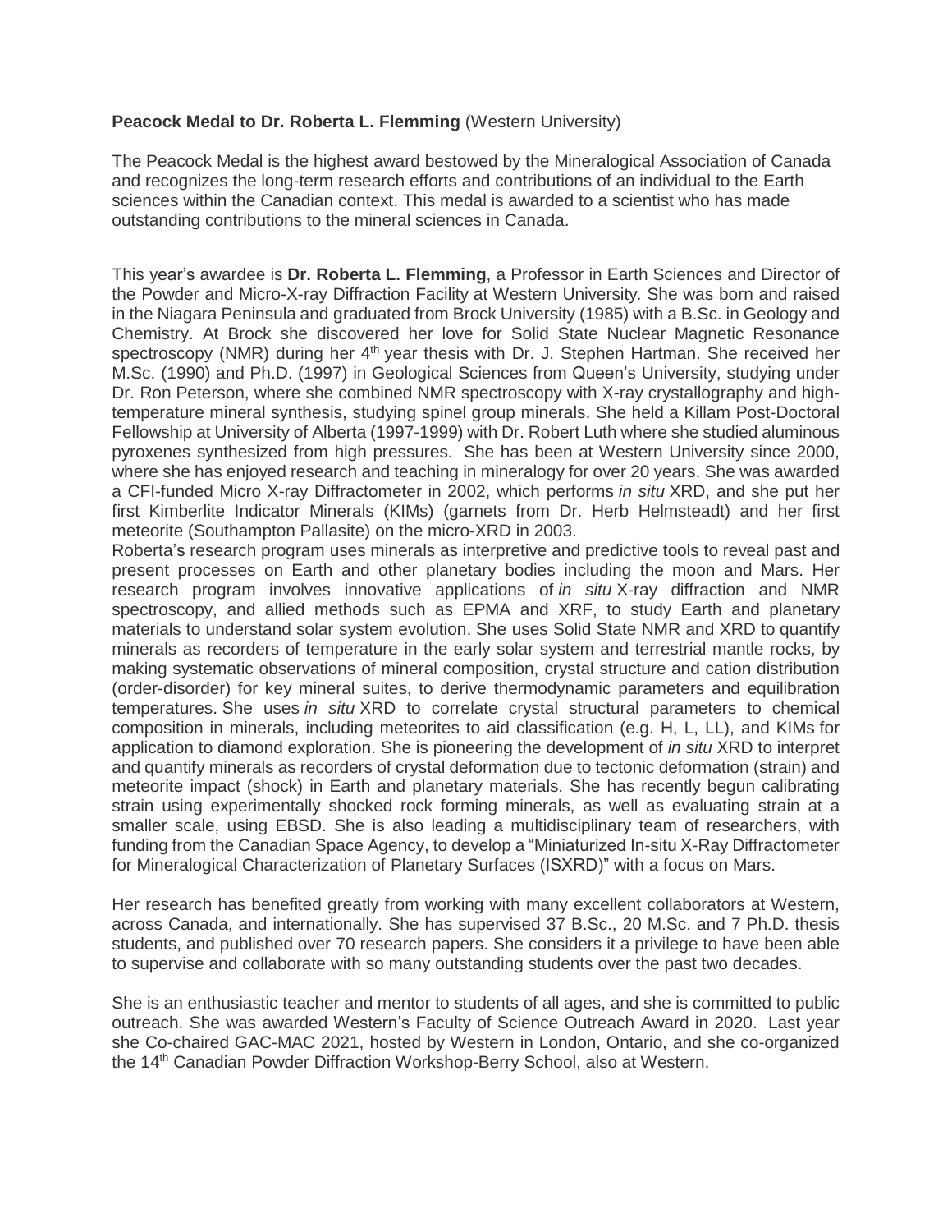**Peacock Medal to Dr. Roberta L. Flemming** (Western University)

The Peacock Medal is the highest award bestowed by the Mineralogical Association of Canada and recognizes the long-term research efforts and contributions of an individual to the Earth sciences within the Canadian context. This medal is awarded to a scientist who has made outstanding contributions to the mineral sciences in Canada.

This year's awardee is **Dr. Roberta L. Flemming**, a Professor in Earth Sciences and Director of the Powder and Micro-X-ray Diffraction Facility at Western University. She was born and raised in the Niagara Peninsula and graduated from Brock University (1985) with a B.Sc. in Geology and Chemistry. At Brock she discovered her love for Solid State Nuclear Magnetic Resonance spectroscopy (NMR) during her 4th year thesis with Dr. J. Stephen Hartman. She received her M.Sc. (1990) and Ph.D. (1997) in Geological Sciences from Queen's University, studying under Dr. Ron Peterson, where she combined NMR spectroscopy with X-ray crystallography and high-temperature mineral synthesis, studying spinel group minerals. She held a Killam Post-Doctoral Fellowship at University of Alberta (1997-1999) with Dr. Robert Luth where she studied aluminous pyroxenes synthesized from high pressures. She has been at Western University since 2000, where she has enjoyed research and teaching in mineralogy for over 20 years. She was awarded a CFI-funded Micro X-ray Diffractometer in 2002, which performs *in situ* XRD, and she put her first Kimberlite Indicator Minerals (KIMs) (garnets from Dr. Herb Helmsteadt) and her first meteorite (Southampton Pallasite) on the micro-XRD in 2003.

Roberta's research program uses minerals as interpretive and predictive tools to reveal past and present processes on Earth and other planetary bodies including the moon and Mars. Her research program involves innovative applications of *in situ* X-ray diffraction and NMR spectroscopy, and allied methods such as EPMA and XRF, to study Earth and planetary materials to understand solar system evolution. She uses Solid State NMR and XRD to quantify minerals as recorders of temperature in the early solar system and terrestrial mantle rocks, by making systematic observations of mineral composition, crystal structure and cation distribution (order-disorder) for key mineral suites, to derive thermodynamic parameters and equilibration temperatures. She uses *in situ* XRD to correlate crystal structural parameters to chemical composition in minerals, including meteorites to aid classification (e.g. H, L, LL), and KIMs for application to diamond exploration. She is pioneering the development of *in situ* XRD to interpret and quantify minerals as recorders of crystal deformation due to tectonic deformation (strain) and meteorite impact (shock) in Earth and planetary materials. She has recently begun calibrating strain using experimentally shocked rock forming minerals, as well as evaluating strain at a smaller scale, using EBSD. She is also leading a multidisciplinary team of researchers, with funding from the Canadian Space Agency, to develop a "Miniaturized In-situ X-Ray Diffractometer for Mineralogical Characterization of Planetary Surfaces (ISXRD)" with a focus on Mars.

Her research has benefited greatly from working with many excellent collaborators at Western, across Canada, and internationally. She has supervised 37 B.Sc., 20 M.Sc. and 7 Ph.D. thesis students, and published over 70 research papers. She considers it a privilege to have been able to supervise and collaborate with so many outstanding students over the past two decades.

She is an enthusiastic teacher and mentor to students of all ages, and she is committed to public outreach. She was awarded Western's Faculty of Science Outreach Award in 2020. Last year she Co-chaired GAC-MAC 2021, hosted by Western in London, Ontario, and she co-organized the 14th Canadian Powder Diffraction Workshop-Berry School, also at Western.